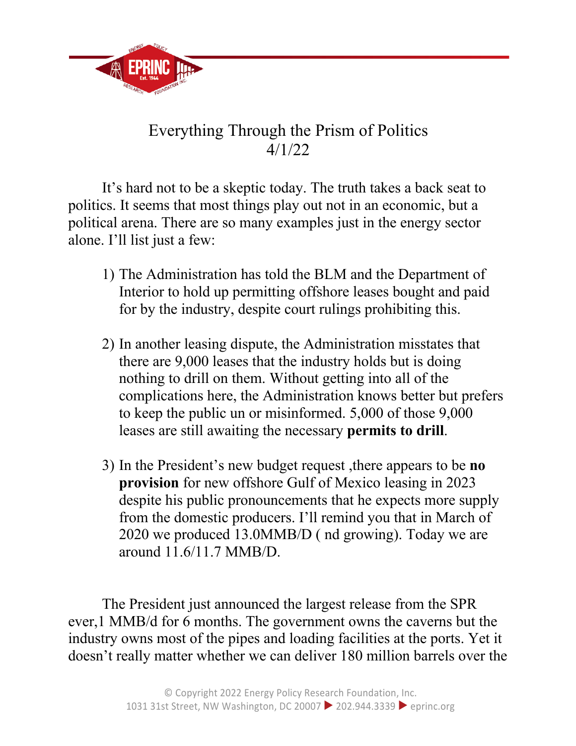# Everything Through the Prism of Politics

4/1/22

It's hard not to be a skeptic today. The truth takes a back seat to politics. It seems that most things play out not in an economic, but a political arena. There are so many examples just in the energy sector alone. I'll list just a few:

1) The Administration has told the BLM and the Department of Interior to hold up permitting offshore leases bought and paid for by the industry, despite court rulings prohibiting this.

2) In another leasing dispute, the Administration misstates that there are 9,000 leases that the industry holds but is doing nothing to drill on them. Without getting into all of the complications here, the Administration knows better but prefers to keep the public un or misinformed. 5,000 of those 9,000 leases are still awaiting the necessary **permits to drill**.

3) In the President's new budget request ,there appears to be **no provision** for new offshore Gulf of Mexico leasing in 2023 despite his public pronouncements that he expects more supply from the domestic producers. I'll remind you that in March of 2020 we produced 13.0MMB/D ( nd growing). Today we are around 11.6/11.7 MMB/D.

The President just announced the largest release from the SPR ever,1 MMB/d for 6 months. The government owns the caverns but the industry owns most of the pipes and loading facilities at the ports. Yet it doesn't really matter whether we can deliver 180 million barrels over the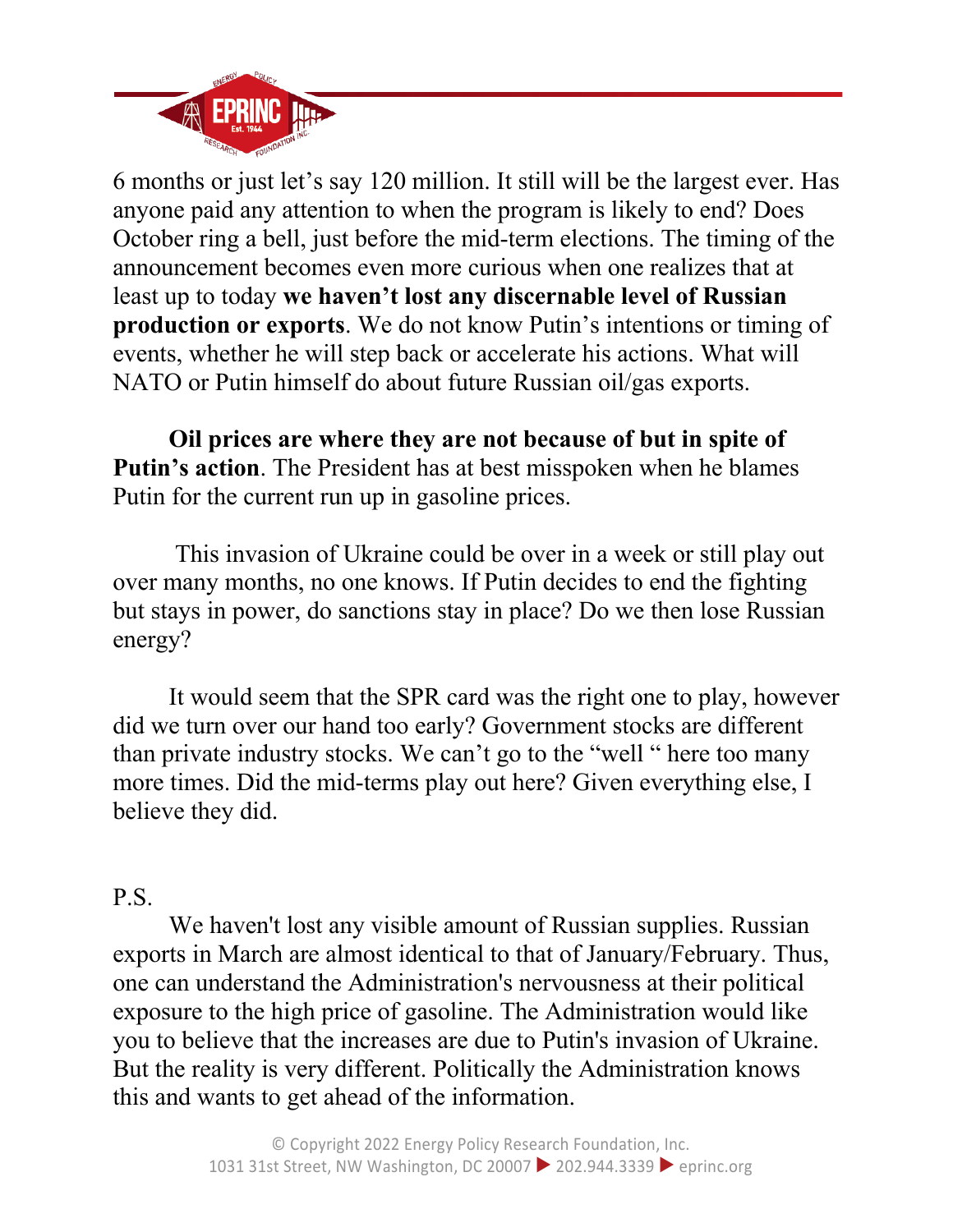6 months or just let's say 120 million. It still will be the largest ever. Has anyone paid any attention to when the program is likely to end? Does October ring a bell, just before the mid-term elections. The timing of the announcement becomes even more curious when one realizes that at least up to today **we haven't lost any discernable level of Russian production or exports**. We do not know Putin's intentions or timing of events, whether he will step back or accelerate his actions. What will NATO or Putin himself do about future Russian oil/gas exports.

**Oil prices are where they are not because of but in spite of Putin's action**. The President has at best misspoken when he blames Putin for the current run up in gasoline prices.

This invasion of Ukraine could be over in a week or still play out over many months, no one knows. If Putin decides to end the fighting but stays in power, do sanctions stay in place? Do we then lose Russian energy?

It would seem that the SPR card was the right one to play, however did we turn over our hand too early? Government stocks are different than private industry stocks. We can't go to the "well " here too many more times. Did the mid-terms play out here? Given everything else, I believe they did.

P.S.

We haven't lost any visible amount of Russian supplies. Russian exports in March are almost identical to that of January/February. Thus, one can understand the Administration's nervousness at their political exposure to the high price of gasoline. The Administration would like you to believe that the increases are due to Putin's invasion of Ukraine. But the reality is very different. Politically the Administration knows this and wants to get ahead of the information.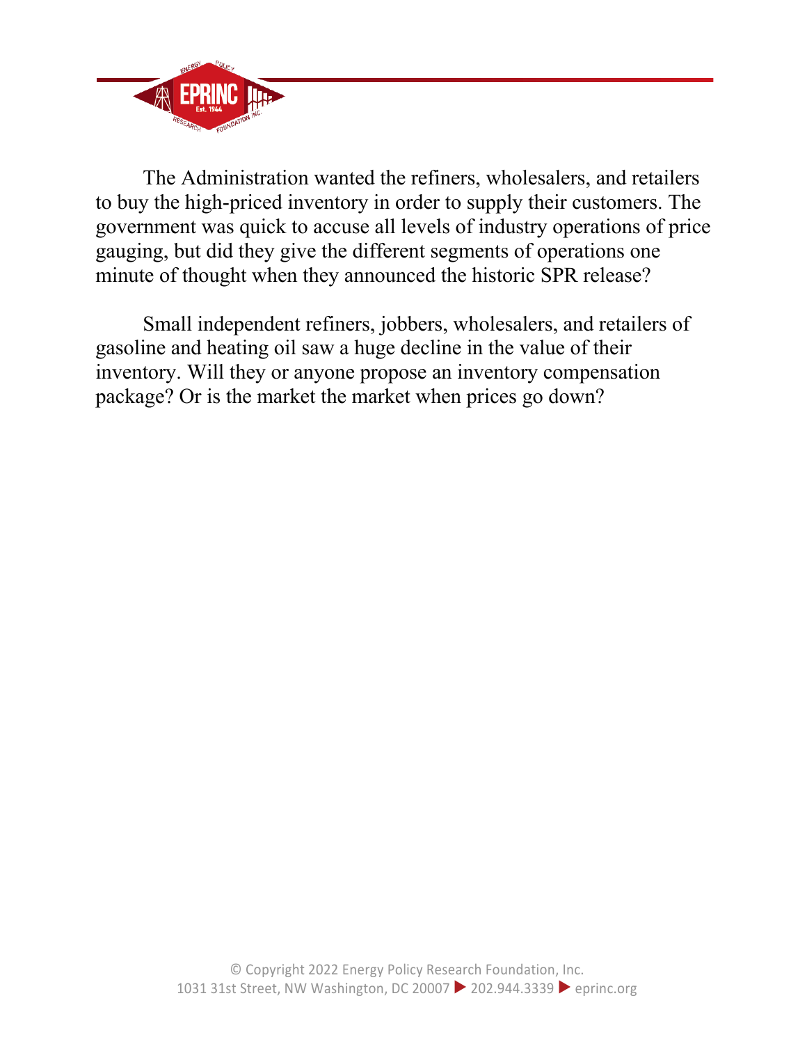The Administration wanted the refiners, wholesalers, and retailers to buy the high-priced inventory in order to supply their customers. The government was quick to accuse all levels of industry operations of price gauging, but did they give the different segments of operations one minute of thought when they announced the historic SPR release?

Small independent refiners, jobbers, wholesalers, and retailers of gasoline and heating oil saw a huge decline in the value of their inventory. Will they or anyone propose an inventory compensation package? Or is the market the market when prices go down?